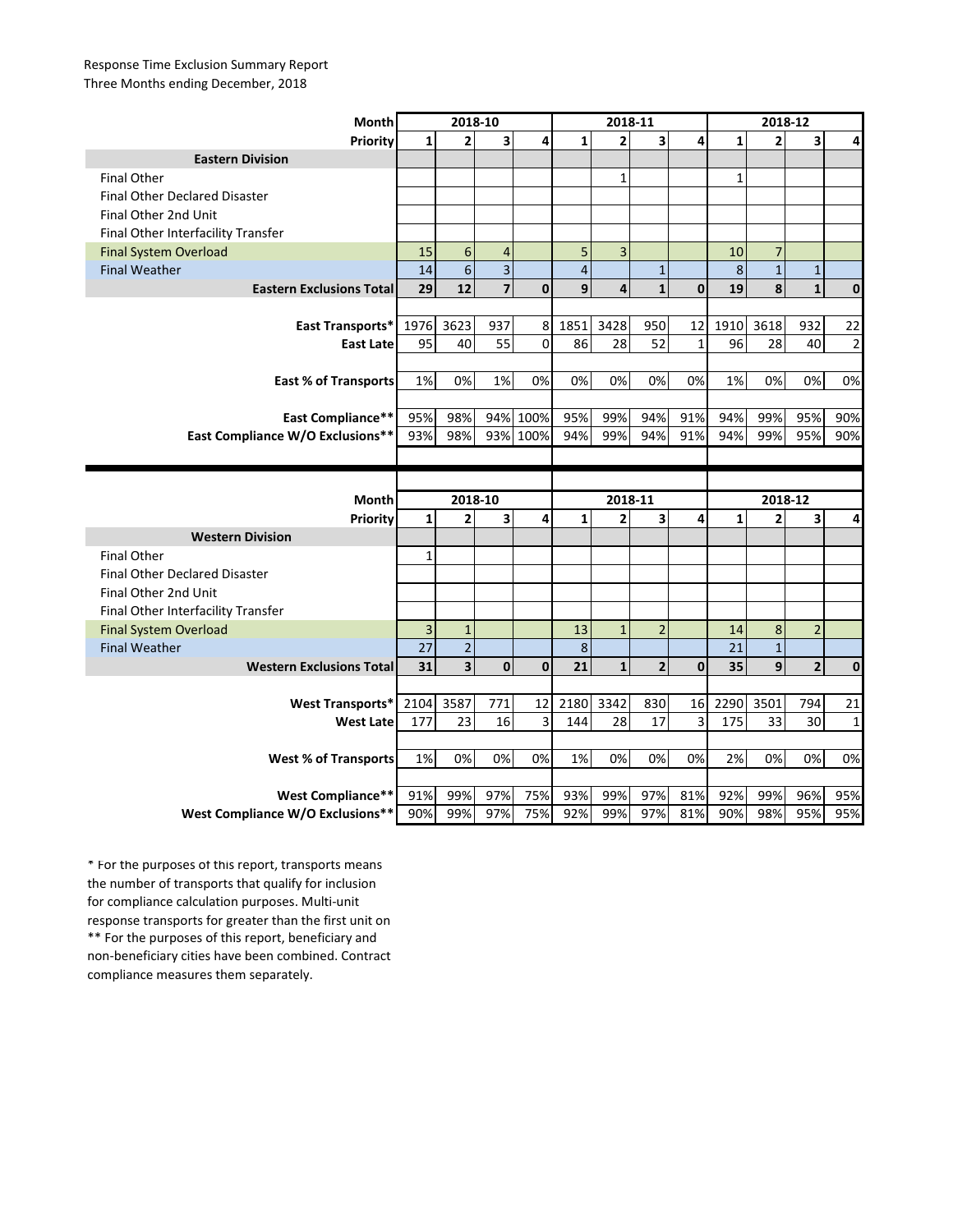Response Time Exclusion Summary Report
Three Months ending December, 2018

| Month | 2018-10 | | | | 2018-11 | | | | 2018-12 | | | |
|---|---|---|---|---|---|---|---|---|---|---|---|---|
| Priority | 1 | 2 | 3 | 4 | 1 | 2 | 3 | 4 | 1 | 2 | 3 | 4 |
| **Eastern Division** | | | | | | | | | | | | |
| Final Other | | | | | | 1 | | | 1 | | | |
| Final Other Declared Disaster | | | | | | | | | | | | |
| Final Other 2nd Unit | | | | | | | | | | | | |
| Final Other Interfacility Transfer | | | | | | | | | | | | |
| Final System Overload | 15 | 6 | 4 | | 5 | 3 | | | 10 | 7 | | |
| Final Weather | 14 | 6 | 3 | | 4 | | 1 | | 8 | 1 | 1 | |
| **Eastern Exclusions Total** | **29** | **12** | **7** | **0** | **9** | **4** | **1** | **0** | **19** | **8** | **1** | **0** |
| East Transports* | 1976 | 3623 | 937 | 8 | 1851 | 3428 | 950 | 12 | 1910 | 3618 | 932 | 22 |
| East Late | 95 | 40 | 55 | 0 | 86 | 28 | 52 | 1 | 96 | 28 | 40 | 2 |
| East % of Transports | 1% | 0% | 1% | 0% | 0% | 0% | 0% | 0% | 1% | 0% | 0% | 0% |
| East Compliance** | 95% | 98% | 94% | 100% | 95% | 99% | 94% | 91% | 94% | 99% | 95% | 90% |
| East Compliance W/O Exclusions** | 93% | 98% | 93% | 100% | 94% | 99% | 94% | 91% | 94% | 99% | 95% | 90% |

| Month | 2018-10 | | | | 2018-11 | | | | 2018-12 | | | |
|---|---|---|---|---|---|---|---|---|---|---|---|---|
| Priority | 1 | 2 | 3 | 4 | 1 | 2 | 3 | 4 | 1 | 2 | 3 | 4 |
| **Western Division** | | | | | | | | | | | | |
| Final Other | 1 | | | | | | | | | | | |
| Final Other Declared Disaster | | | | | | | | | | | | |
| Final Other 2nd Unit | | | | | | | | | | | | |
| Final Other Interfacility Transfer | | | | | | | | | | | | |
| Final System Overload | 3 | 1 | | | 13 | 1 | 2 | | 14 | 8 | 2 | |
| Final Weather | 27 | 2 | | | 8 | | | | 21 | 1 | | |
| **Western Exclusions Total** | **31** | **3** | **0** | **0** | **21** | **1** | **2** | **0** | **35** | **9** | **2** | **0** |
| West Transports* | 2104 | 3587 | 771 | 12 | 2180 | 3342 | 830 | 16 | 2290 | 3501 | 794 | 21 |
| West Late | 177 | 23 | 16 | 3 | 144 | 28 | 17 | 3 | 175 | 33 | 30 | 1 |
| West % of Transports | 1% | 0% | 0% | 0% | 1% | 0% | 0% | 0% | 2% | 0% | 0% | 0% |
| West Compliance** | 91% | 99% | 97% | 75% | 93% | 99% | 97% | 81% | 92% | 99% | 96% | 95% |
| West Compliance W/O Exclusions** | 90% | 99% | 97% | 75% | 92% | 99% | 97% | 81% | 90% | 98% | 95% | 95% |

* For the purposes of this report, transports means the number of transports that qualify for inclusion for compliance calculation purposes. Multi-unit response transports for greater than the first unit on
** For the purposes of this report, beneficiary and non-beneficiary cities have been combined. Contract compliance measures them separately.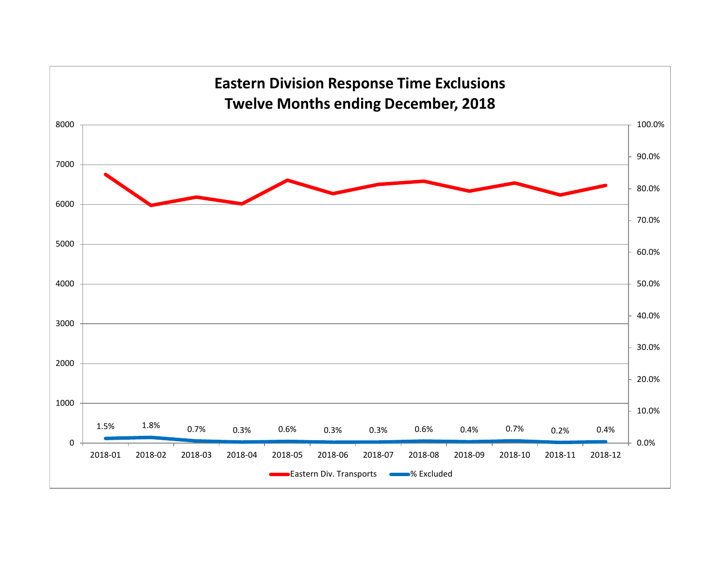## Eastern Division Response Time Exclusions
## Twelve Months ending December, 2018

| Month | 2018-01 | 2018-02 | 2018-03 | 2018-04 | 2018-05 | 2018-06 | 2018-07 | 2018-08 | 2018-09 | 2018-10 | 2018-11 | 2018-12 |
|---|---|---|---|---|---|---|---|---|---|---|---|---|
| % Excluded | 1.5% | 1.8% | 0.7% | 0.3% | 0.6% | 0.3% | 0.3% | 0.6% | 0.4% | 0.7% | 0.2% | 0.4% |

Legend: Eastern Div. Transports; % Excluded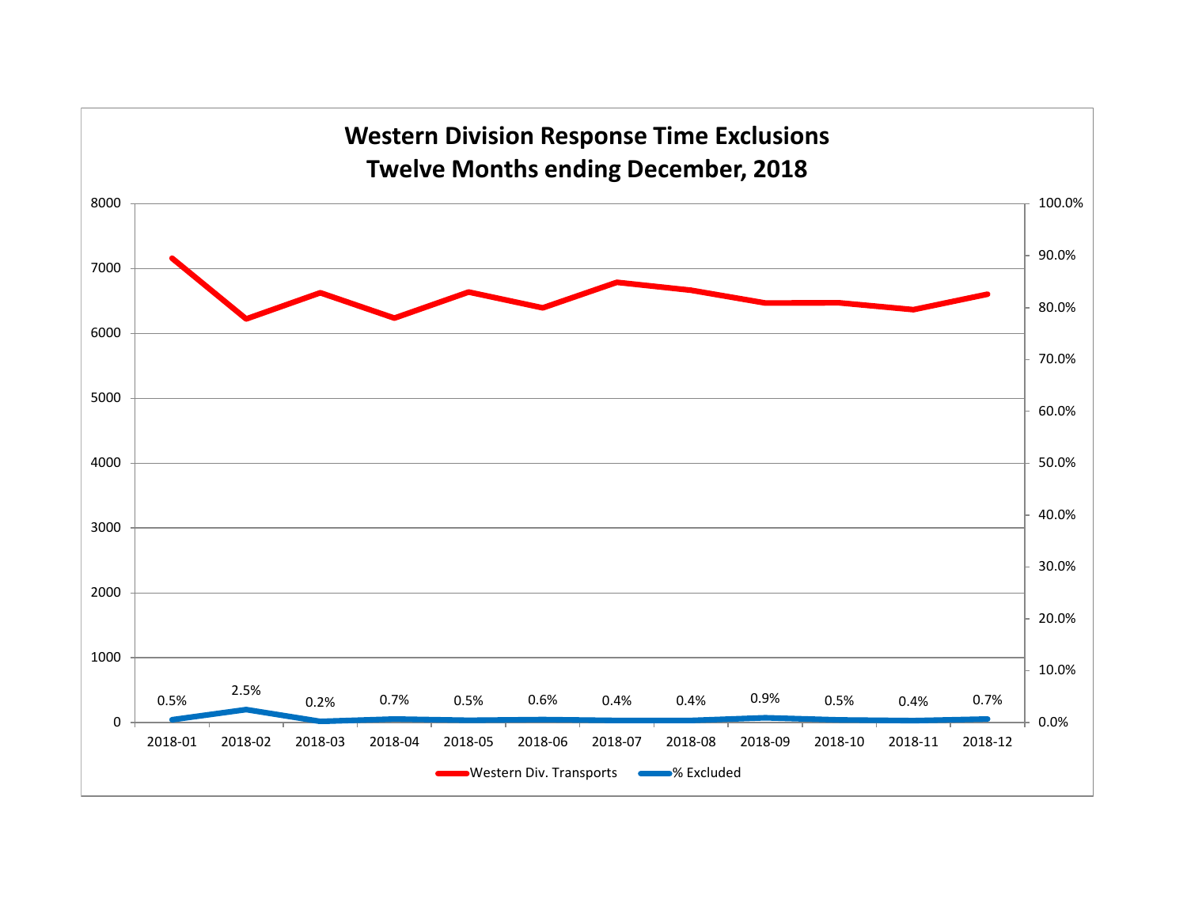**Western Division Response Time Exclusions**
**Twelve Months ending December, 2018**

8000
7000
6000
5000
4000
3000
2000
1000
0

100.0%
90.0%
80.0%
70.0%
60.0%
50.0%
40.0%
30.0%
20.0%
10.0%
0.0%

0.5% 2.5% 0.2% 0.7% 0.5% 0.6% 0.4% 0.4% 0.9% 0.5% 0.4% 0.7%

2018-01 2018-02 2018-03 2018-04 2018-05 2018-06 2018-07 2018-08 2018-09 2018-10 2018-11 2018-12

Western Div. Transports
% Excluded